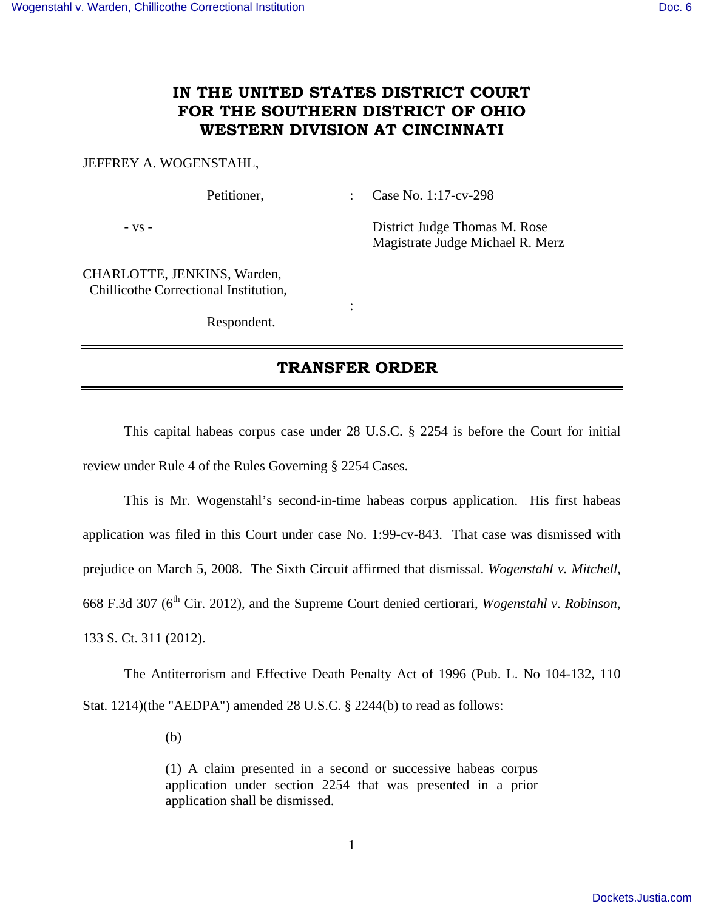# IN THE UNITED STATES DISTRICT COURT FOR THE SOUTHERN DISTRICT OF OHIO WESTERN DIVISION AT CINCINNATI

JEFFREY A. WOGENSTAHL,

Petitioner, : Case No. 1:17-cv-298

- vs - District Judge Thomas M. Rose
Magistrate Judge Michael R. Merz

CHARLOTTE, JENKINS, Warden,
Chillicothe Correctional Institution,

:

Respondent.

## TRANSFER ORDER

This capital habeas corpus case under 28 U.S.C. § 2254 is before the Court for initial review under Rule 4 of the Rules Governing § 2254 Cases.

This is Mr. Wogenstahl's second-in-time habeas corpus application. His first habeas application was filed in this Court under case No. 1:99-cv-843. That case was dismissed with prejudice on March 5, 2008. The Sixth Circuit affirmed that dismissal. *Wogenstahl v. Mitchell*, 668 F.3d 307 (6th Cir. 2012), and the Supreme Court denied certiorari, *Wogenstahl v. Robinson*, 133 S. Ct. 311 (2012).

The Antiterrorism and Effective Death Penalty Act of 1996 (Pub. L. No 104-132, 110 Stat. 1214)(the "AEDPA") amended 28 U.S.C. § 2244(b) to read as follows:

> (b)
>
> (1) A claim presented in a second or successive habeas corpus application under section 2254 that was presented in a prior application shall be dismissed.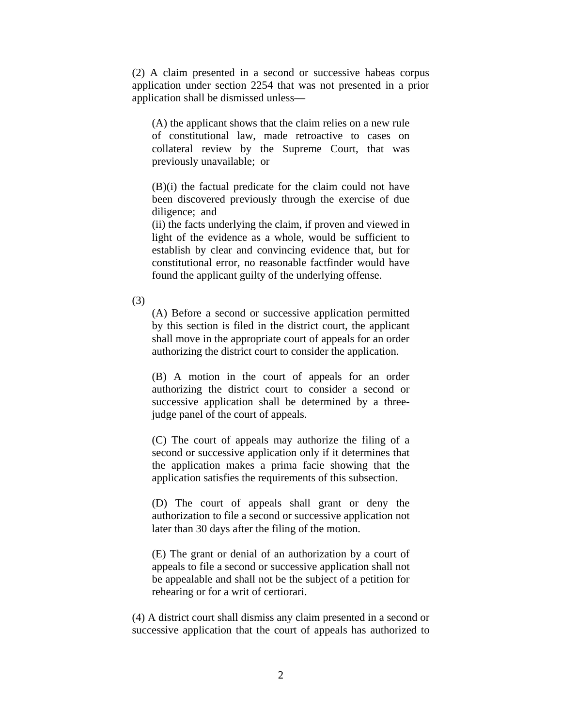(2) A claim presented in a second or successive habeas corpus application under section 2254 that was not presented in a prior application shall be dismissed unless—

> (A) the applicant shows that the claim relies on a new rule of constitutional law, made retroactive to cases on collateral review by the Supreme Court, that was previously unavailable; or
>
> (B)(i) the factual predicate for the claim could not have been discovered previously through the exercise of due diligence; and
> (ii) the facts underlying the claim, if proven and viewed in light of the evidence as a whole, would be sufficient to establish by clear and convincing evidence that, but for constitutional error, no reasonable factfinder would have found the applicant guilty of the underlying offense.

(3)

> (A) Before a second or successive application permitted by this section is filed in the district court, the applicant shall move in the appropriate court of appeals for an order authorizing the district court to consider the application.
>
> (B) A motion in the court of appeals for an order authorizing the district court to consider a second or successive application shall be determined by a three-judge panel of the court of appeals.
>
> (C) The court of appeals may authorize the filing of a second or successive application only if it determines that the application makes a prima facie showing that the application satisfies the requirements of this subsection.
>
> (D) The court of appeals shall grant or deny the authorization to file a second or successive application not later than 30 days after the filing of the motion.
>
> (E) The grant or denial of an authorization by a court of appeals to file a second or successive application shall not be appealable and shall not be the subject of a petition for rehearing or for a writ of certiorari.

(4) A district court shall dismiss any claim presented in a second or successive application that the court of appeals has authorized to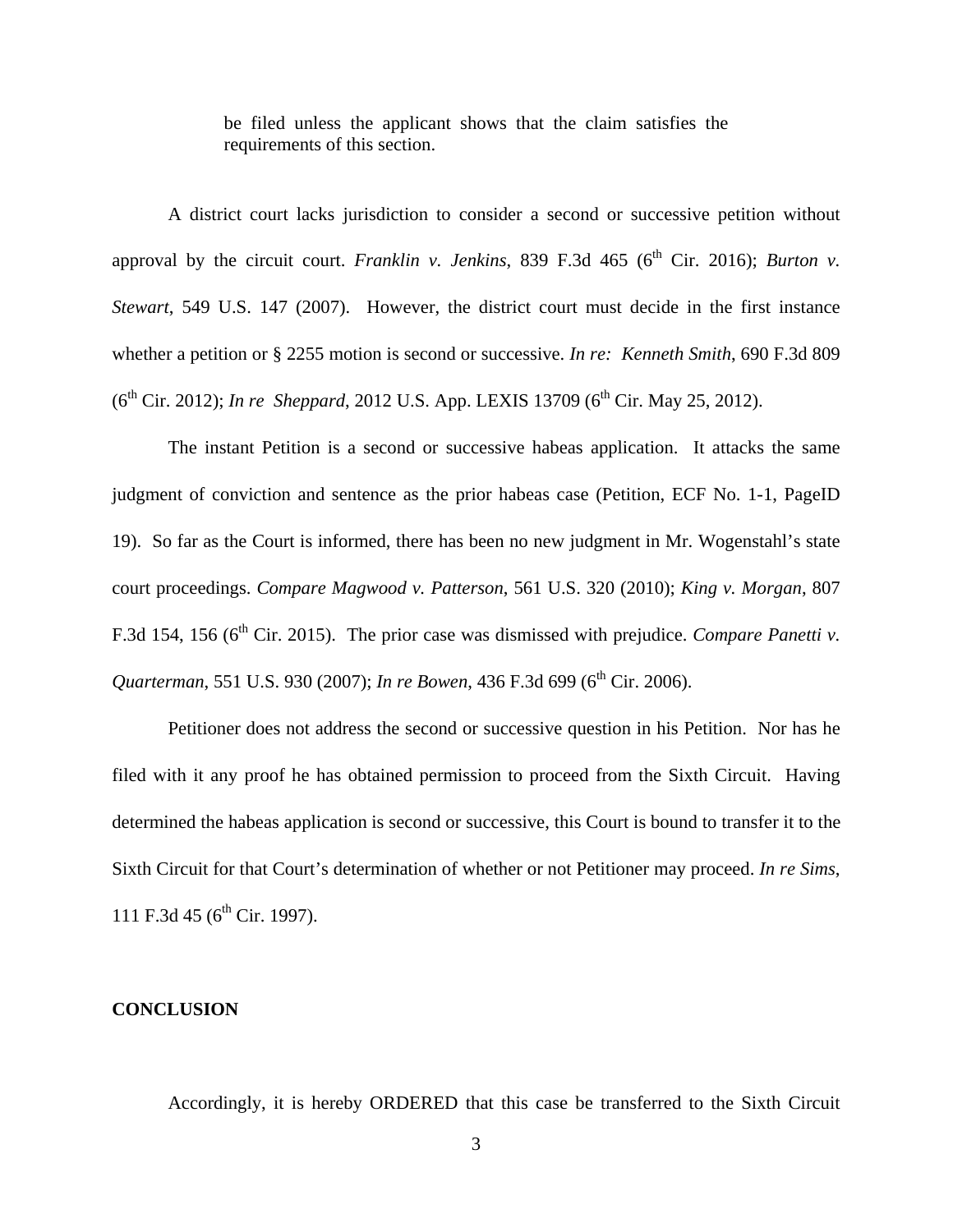> be filed unless the applicant shows that the claim satisfies the requirements of this section.

A district court lacks jurisdiction to consider a second or successive petition without approval by the circuit court. *Franklin v. Jenkins*, 839 F.3d 465 (6th Cir. 2016); *Burton v. Stewart*, 549 U.S. 147 (2007). However, the district court must decide in the first instance whether a petition or § 2255 motion is second or successive. *In re: Kenneth Smith*, 690 F.3d 809 (6th Cir. 2012); *In re Sheppard*, 2012 U.S. App. LEXIS 13709 (6th Cir. May 25, 2012).

The instant Petition is a second or successive habeas application. It attacks the same judgment of conviction and sentence as the prior habeas case (Petition, ECF No. 1-1, PageID 19). So far as the Court is informed, there has been no new judgment in Mr. Wogenstahl's state court proceedings. *Compare Magwood v. Patterson*, 561 U.S. 320 (2010); *King v. Morgan*, 807 F.3d 154, 156 (6th Cir. 2015). The prior case was dismissed with prejudice. *Compare Panetti v. Quarterman*, 551 U.S. 930 (2007); *In re Bowen*, 436 F.3d 699 (6th Cir. 2006).

Petitioner does not address the second or successive question in his Petition. Nor has he filed with it any proof he has obtained permission to proceed from the Sixth Circuit. Having determined the habeas application is second or successive, this Court is bound to transfer it to the Sixth Circuit for that Court's determination of whether or not Petitioner may proceed. *In re Sims*, 111 F.3d 45 (6th Cir. 1997).

**CONCLUSION**

Accordingly, it is hereby ORDERED that this case be transferred to the Sixth Circuit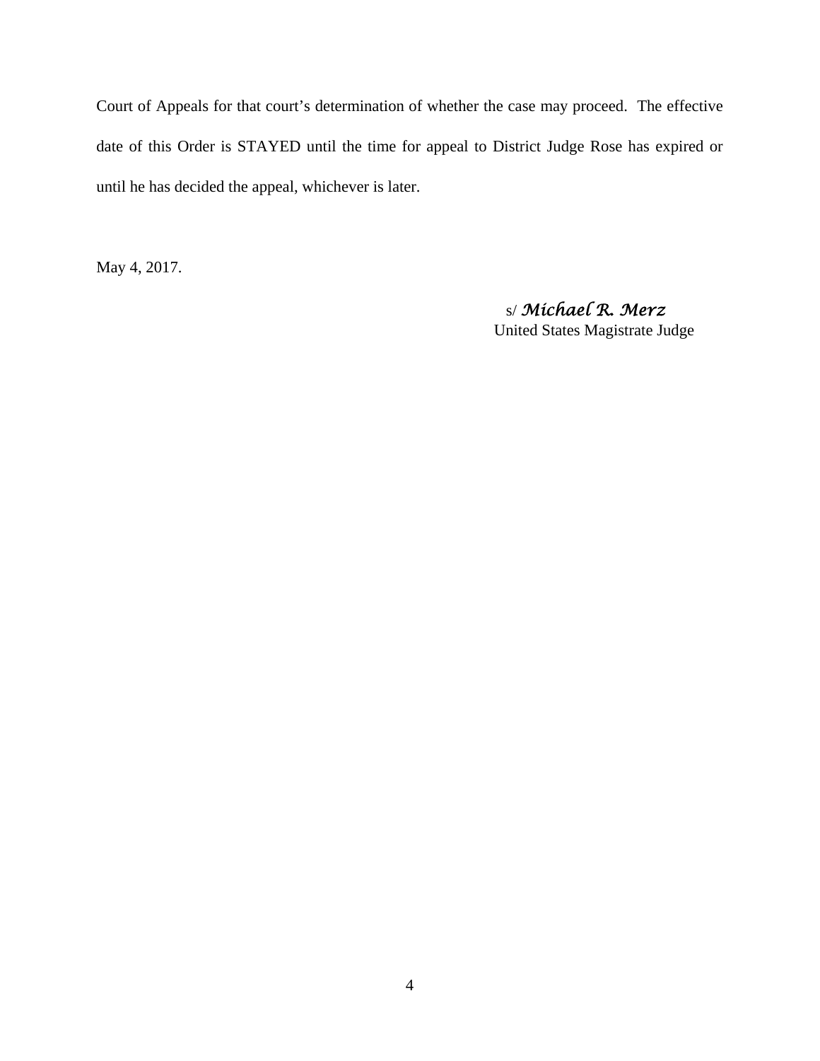Court of Appeals for that court's determination of whether the case may proceed. The effective date of this Order is STAYED until the time for appeal to District Judge Rose has expired or until he has decided the appeal, whichever is later.

May 4, 2017.

s/ *Michael R. Merz*
United States Magistrate Judge